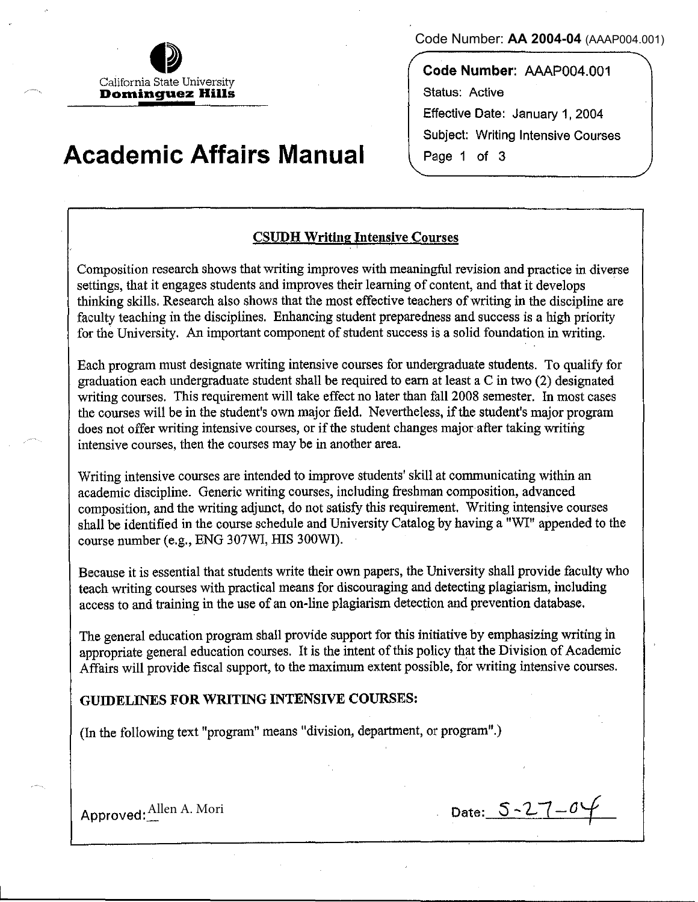Code Number: **AA 2004-04** (AAAP004.001)

California State University
**Dominguez Hills**

# Academic Affairs Manual

**Code Number:** AAAP004.001
Status: Active
Effective Date: January 1, 2004
Subject: Writing Intensive Courses
Page 1 of 3

## CSUDH Writing Intensive Courses

Composition research shows that writing improves with meaningful revision and practice in diverse settings, that it engages students and improves their learning of content, and that it develops thinking skills. Research also shows that the most effective teachers of writing in the discipline are faculty teaching in the disciplines. Enhancing student preparedness and success is a high priority for the University. An important component of student success is a solid foundation in writing.

Each program must designate writing intensive courses for undergraduate students. To qualify for graduation each undergraduate student shall be required to earn at least a C in two (2) designated writing courses. This requirement will take effect no later than fall 2008 semester. In most cases the courses will be in the student's own major field. Nevertheless, if the student's major program does not offer writing intensive courses, or if the student changes major after taking writing intensive courses, then the courses may be in another area.

Writing intensive courses are intended to improve students' skill at communicating within an academic discipline. Generic writing courses, including freshman composition, advanced composition, and the writing adjunct, do not satisfy this requirement. Writing intensive courses shall be identified in the course schedule and University Catalog by having a "WI" appended to the course number (e.g., ENG 307WI, HIS 300WI).

Because it is essential that students write their own papers, the University shall provide faculty who teach writing courses with practical means for discouraging and detecting plagiarism, including access to and training in the use of an on-line plagiarism detection and prevention database.

The general education program shall provide support for this initiative by emphasizing writing in appropriate general education courses. It is the intent of this policy that the Division of Academic Affairs will provide fiscal support, to the maximum extent possible, for writing intensive courses.

### GUIDELINES FOR WRITING INTENSIVE COURSES:

(In the following text "program" means "division, department, or program".)

Approved: Allen A. Mori

Date: 5-27-04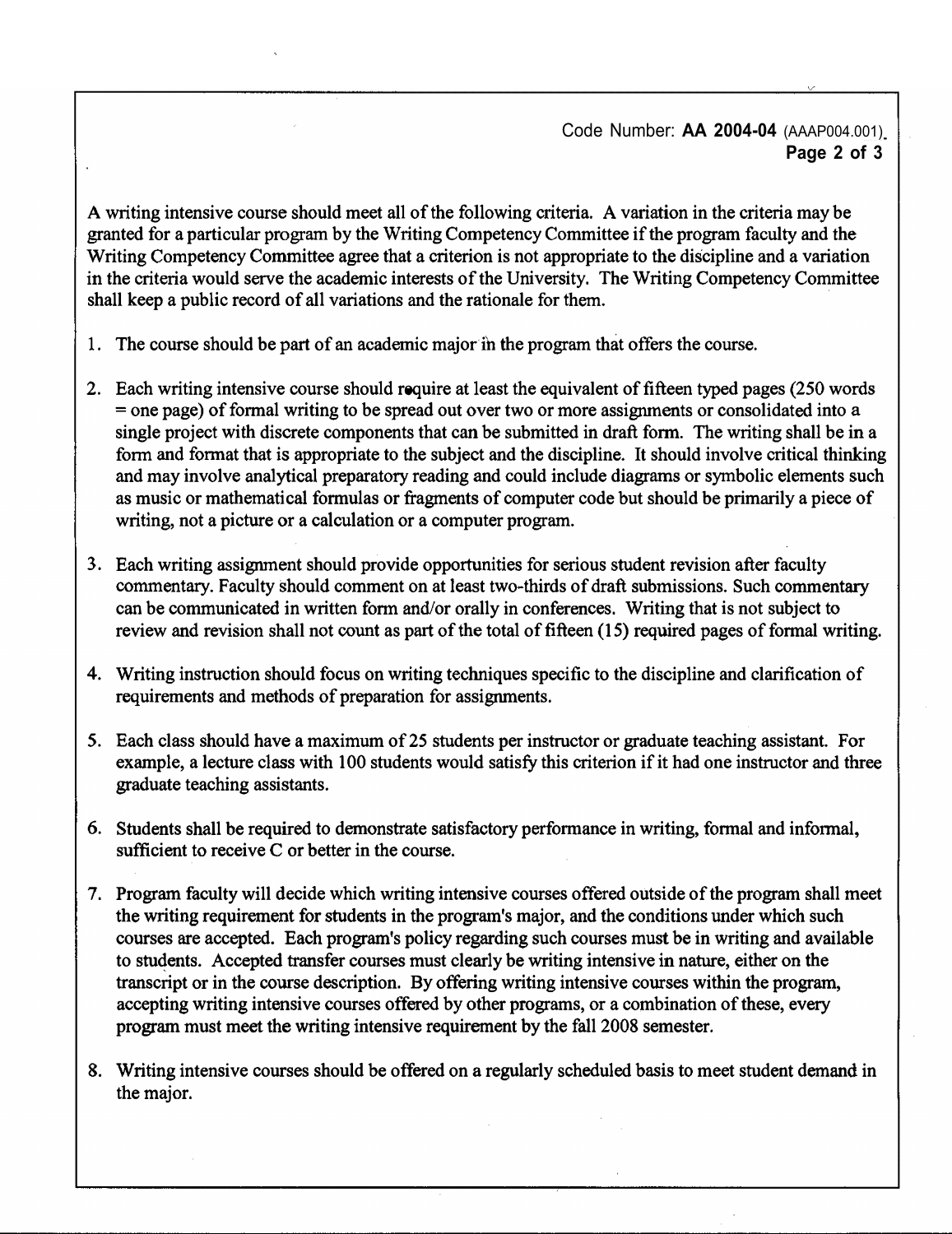A writing intensive course should meet all of the following criteria. A variation in the criteria may be granted for a particular program by the Writing Competency Committee if the program faculty and the Writing Competency Committee agree that a criterion is not appropriate to the discipline and a variation in the criteria would serve the academic interests of the University. The Writing Competency Committee shall keep a public record of all variations and the rationale for them.

1. The course should be part of an academic major in the program that offers the course.

2. Each writing intensive course should require at least the equivalent of fifteen typed pages (250 words = one page) of formal writing to be spread out over two or more assignments or consolidated into a single project with discrete components that can be submitted in draft form. The writing shall be in a form and format that is appropriate to the subject and the discipline. It should involve critical thinking and may involve analytical preparatory reading and could include diagrams or symbolic elements such as music or mathematical formulas or fragments of computer code but should be primarily a piece of writing, not a picture or a calculation or a computer program.

3. Each writing assignment should provide opportunities for serious student revision after faculty commentary. Faculty should comment on at least two-thirds of draft submissions. Such commentary can be communicated in written form and/or orally in conferences. Writing that is not subject to review and revision shall not count as part of the total of fifteen (15) required pages of formal writing.

4. Writing instruction should focus on writing techniques specific to the discipline and clarification of requirements and methods of preparation for assignments.

5. Each class should have a maximum of 25 students per instructor or graduate teaching assistant. For example, a lecture class with 100 students would satisfy this criterion if it had one instructor and three graduate teaching assistants.

6. Students shall be required to demonstrate satisfactory performance in writing, formal and informal, sufficient to receive C or better in the course.

7. Program faculty will decide which writing intensive courses offered outside of the program shall meet the writing requirement for students in the program's major, and the conditions under which such courses are accepted. Each program's policy regarding such courses must be in writing and available to students. Accepted transfer courses must clearly be writing intensive in nature, either on the transcript or in the course description. By offering writing intensive courses within the program, accepting writing intensive courses offered by other programs, or a combination of these, every program must meet the writing intensive requirement by the fall 2008 semester.

8. Writing intensive courses should be offered on a regularly scheduled basis to meet student demand in the major.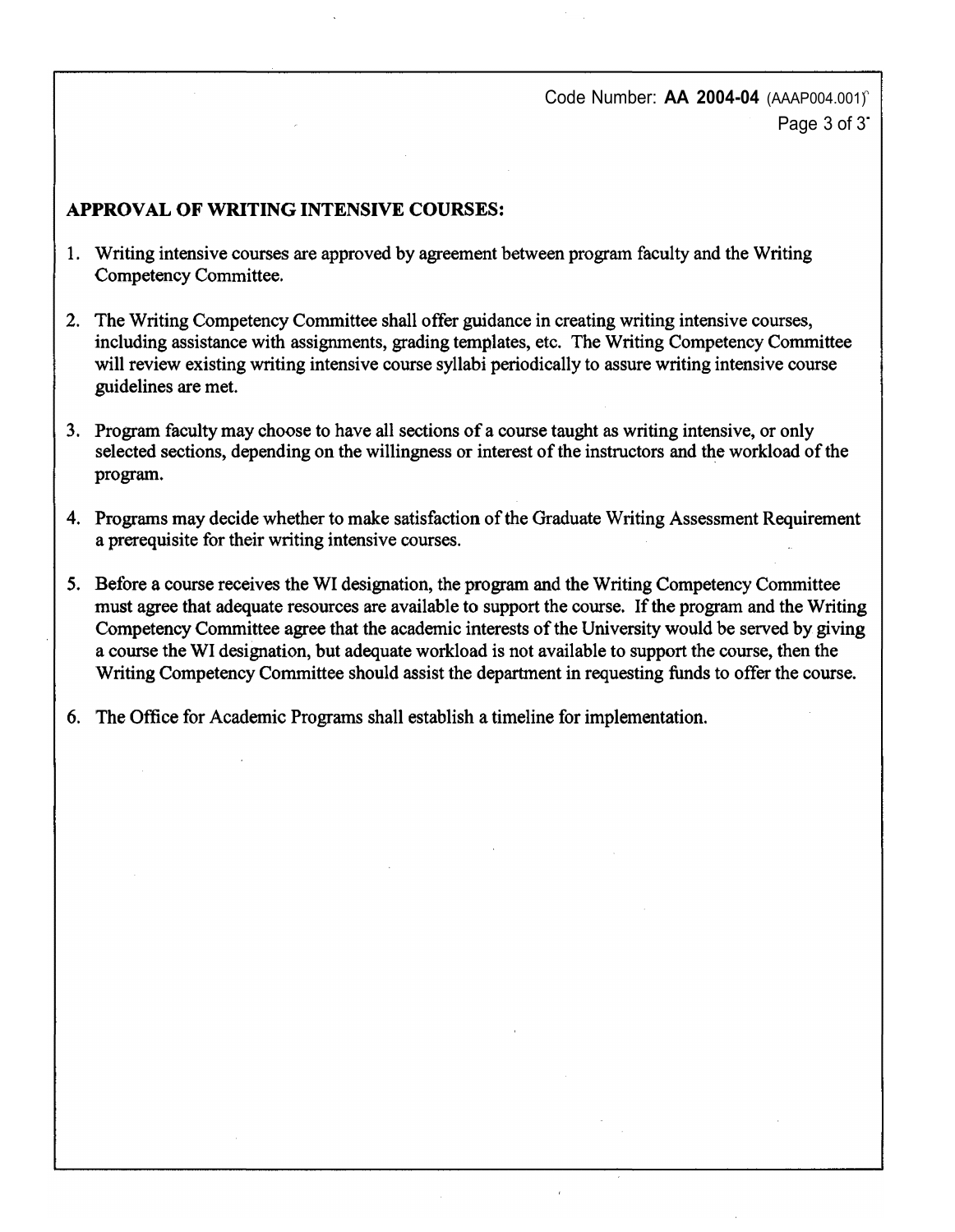## APPROVAL OF WRITING INTENSIVE COURSES:

1. Writing intensive courses are approved by agreement between program faculty and the Writing Competency Committee.

2. The Writing Competency Committee shall offer guidance in creating writing intensive courses, including assistance with assignments, grading templates, etc. The Writing Competency Committee will review existing writing intensive course syllabi periodically to assure writing intensive course guidelines are met.

3. Program faculty may choose to have all sections of a course taught as writing intensive, or only selected sections, depending on the willingness or interest of the instructors and the workload of the program.

4. Programs may decide whether to make satisfaction of the Graduate Writing Assessment Requirement a prerequisite for their writing intensive courses.

5. Before a course receives the WI designation, the program and the Writing Competency Committee must agree that adequate resources are available to support the course. If the program and the Writing Competency Committee agree that the academic interests of the University would be served by giving a course the WI designation, but adequate workload is not available to support the course, then the Writing Competency Committee should assist the department in requesting funds to offer the course.

6. The Office for Academic Programs shall establish a timeline for implementation.